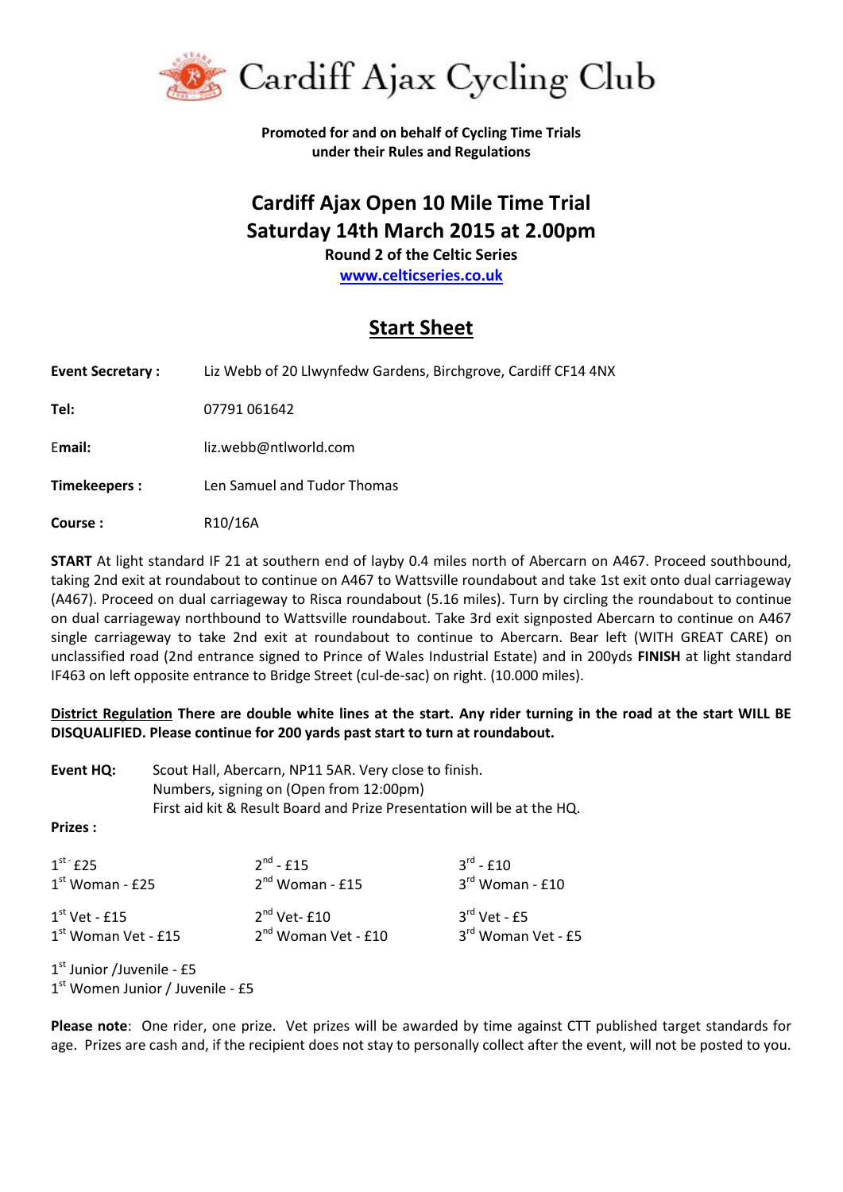# Cardiff Ajax Cycling Club

**Promoted for and on behalf of Cycling Time Trials under their Rules and Regulations**

## Cardiff Ajax Open 10 Mile Time Trial
## Saturday 14th March 2015 at 2.00pm

**Round 2 of the Celtic Series**

**www.celticseries.co.uk**

## Start Sheet

**Event Secretary :** Liz Webb of 20 Llwynfedw Gardens, Birchgrove, Cardiff CF14 4NX

**Tel:** 07791 061642

**Email:** liz.webb@ntlworld.com

**Timekeepers :** Len Samuel and Tudor Thomas

**Course :** R10/16A

**START** At light standard IF 21 at southern end of layby 0.4 miles north of Abercarn on A467. Proceed southbound, taking 2nd exit at roundabout to continue on A467 to Wattsville roundabout and take 1st exit onto dual carriageway (A467). Proceed on dual carriageway to Risca roundabout (5.16 miles). Turn by circling the roundabout to continue on dual carriageway northbound to Wattsville roundabout. Take 3rd exit signposted Abercarn to continue on A467 single carriageway to take 2nd exit at roundabout to continue to Abercarn. Bear left (WITH GREAT CARE) on unclassified road (2nd entrance signed to Prince of Wales Industrial Estate) and in 200yds **FINISH** at light standard IF463 on left opposite entrance to Bridge Street (cul-de-sac) on right. (10.000 miles).

**District Regulation There are double white lines at the start. Any rider turning in the road at the start WILL BE DISQUALIFIED. Please continue for 200 yards past start to turn at roundabout.**

**Event HQ:** Scout Hall, Abercarn, NP11 5AR. Very close to finish.
Numbers, signing on (Open from 12:00pm)
First aid kit & Result Board and Prize Presentation will be at the HQ.

**Prizes :**

| | | |
|---|---|---|
| 1st - £25 | 2nd - £15 | 3rd - £10 |
| 1st Woman - £25 | 2nd Woman - £15 | 3rd Woman - £10 |
| 1st Vet - £15 | 2nd Vet- £10 | 3rd Vet - £5 |
| 1st Woman Vet - £15 | 2nd Woman Vet - £10 | 3rd Woman Vet - £5 |

1st Junior /Juvenile - £5
1st Women Junior / Juvenile - £5

**Please note**: One rider, one prize. Vet prizes will be awarded by time against CTT published target standards for age. Prizes are cash and, if the recipient does not stay to personally collect after the event, will not be posted to you.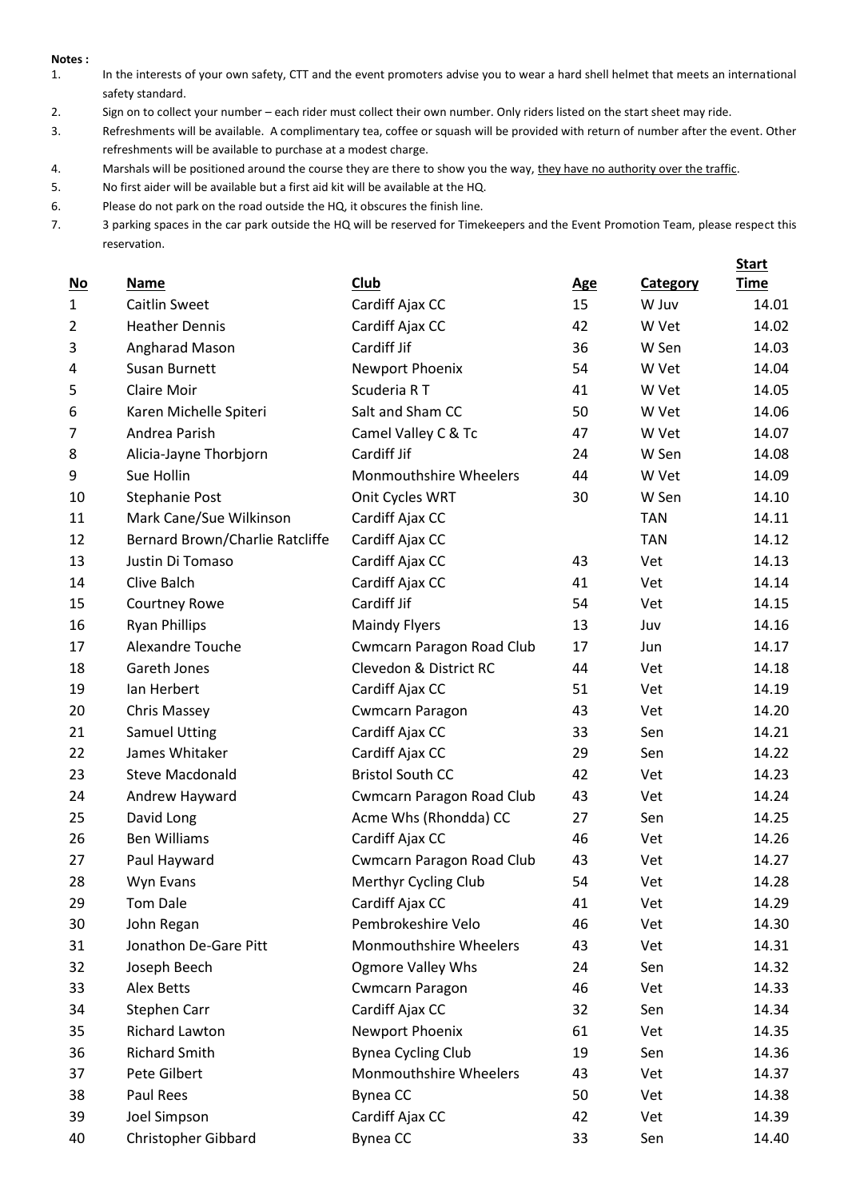**Notes :**

1. In the interests of your own safety, CTT and the event promoters advise you to wear a hard shell helmet that meets an international safety standard.
2. Sign on to collect your number – each rider must collect their own number. Only riders listed on the start sheet may ride.
3. Refreshments will be available. A complimentary tea, coffee or squash will be provided with return of number after the event. Other refreshments will be available to purchase at a modest charge.
4. Marshals will be positioned around the course they are there to show you the way, they have no authority over the traffic.
5. No first aider will be available but a first aid kit will be available at the HQ.
6. Please do not park on the road outside the HQ, it obscures the finish line.
7. 3 parking spaces in the car park outside the HQ will be reserved for Timekeepers and the Event Promotion Team, please respect this reservation.

| No | Name | Club | Age | Category | Start Time |
|---|---|---|---|---|---|
| 1 | Caitlin Sweet | Cardiff Ajax CC | 15 | W Juv | 14.01 |
| 2 | Heather Dennis | Cardiff Ajax CC | 42 | W Vet | 14.02 |
| 3 | Angharad Mason | Cardiff Jif | 36 | W Sen | 14.03 |
| 4 | Susan Burnett | Newport Phoenix | 54 | W Vet | 14.04 |
| 5 | Claire Moir | Scuderia R T | 41 | W Vet | 14.05 |
| 6 | Karen Michelle Spiteri | Salt and Sham CC | 50 | W Vet | 14.06 |
| 7 | Andrea Parish | Camel Valley C & Tc | 47 | W Vet | 14.07 |
| 8 | Alicia-Jayne Thorbjorn | Cardiff Jif | 24 | W Sen | 14.08 |
| 9 | Sue Hollin | Monmouthshire Wheelers | 44 | W Vet | 14.09 |
| 10 | Stephanie Post | Onit Cycles WRT | 30 | W Sen | 14.10 |
| 11 | Mark Cane/Sue Wilkinson | Cardiff Ajax CC | | TAN | 14.11 |
| 12 | Bernard Brown/Charlie Ratcliffe | Cardiff Ajax CC | | TAN | 14.12 |
| 13 | Justin Di Tomaso | Cardiff Ajax CC | 43 | Vet | 14.13 |
| 14 | Clive Balch | Cardiff Ajax CC | 41 | Vet | 14.14 |
| 15 | Courtney Rowe | Cardiff Jif | 54 | Vet | 14.15 |
| 16 | Ryan Phillips | Maindy Flyers | 13 | Juv | 14.16 |
| 17 | Alexandre Touche | Cwmcarn Paragon Road Club | 17 | Jun | 14.17 |
| 18 | Gareth Jones | Clevedon & District RC | 44 | Vet | 14.18 |
| 19 | Ian Herbert | Cardiff Ajax CC | 51 | Vet | 14.19 |
| 20 | Chris Massey | Cwmcarn Paragon | 43 | Vet | 14.20 |
| 21 | Samuel Utting | Cardiff Ajax CC | 33 | Sen | 14.21 |
| 22 | James Whitaker | Cardiff Ajax CC | 29 | Sen | 14.22 |
| 23 | Steve Macdonald | Bristol South CC | 42 | Vet | 14.23 |
| 24 | Andrew Hayward | Cwmcarn Paragon Road Club | 43 | Vet | 14.24 |
| 25 | David Long | Acme Whs (Rhondda) CC | 27 | Sen | 14.25 |
| 26 | Ben Williams | Cardiff Ajax CC | 46 | Vet | 14.26 |
| 27 | Paul Hayward | Cwmcarn Paragon Road Club | 43 | Vet | 14.27 |
| 28 | Wyn Evans | Merthyr Cycling Club | 54 | Vet | 14.28 |
| 29 | Tom Dale | Cardiff Ajax CC | 41 | Vet | 14.29 |
| 30 | John Regan | Pembrokeshire Velo | 46 | Vet | 14.30 |
| 31 | Jonathon De-Gare Pitt | Monmouthshire Wheelers | 43 | Vet | 14.31 |
| 32 | Joseph Beech | Ogmore Valley Whs | 24 | Sen | 14.32 |
| 33 | Alex Betts | Cwmcarn Paragon | 46 | Vet | 14.33 |
| 34 | Stephen Carr | Cardiff Ajax CC | 32 | Sen | 14.34 |
| 35 | Richard Lawton | Newport Phoenix | 61 | Vet | 14.35 |
| 36 | Richard Smith | Bynea Cycling Club | 19 | Sen | 14.36 |
| 37 | Pete Gilbert | Monmouthshire Wheelers | 43 | Vet | 14.37 |
| 38 | Paul Rees | Bynea CC | 50 | Vet | 14.38 |
| 39 | Joel Simpson | Cardiff Ajax CC | 42 | Vet | 14.39 |
| 40 | Christopher Gibbard | Bynea CC | 33 | Sen | 14.40 |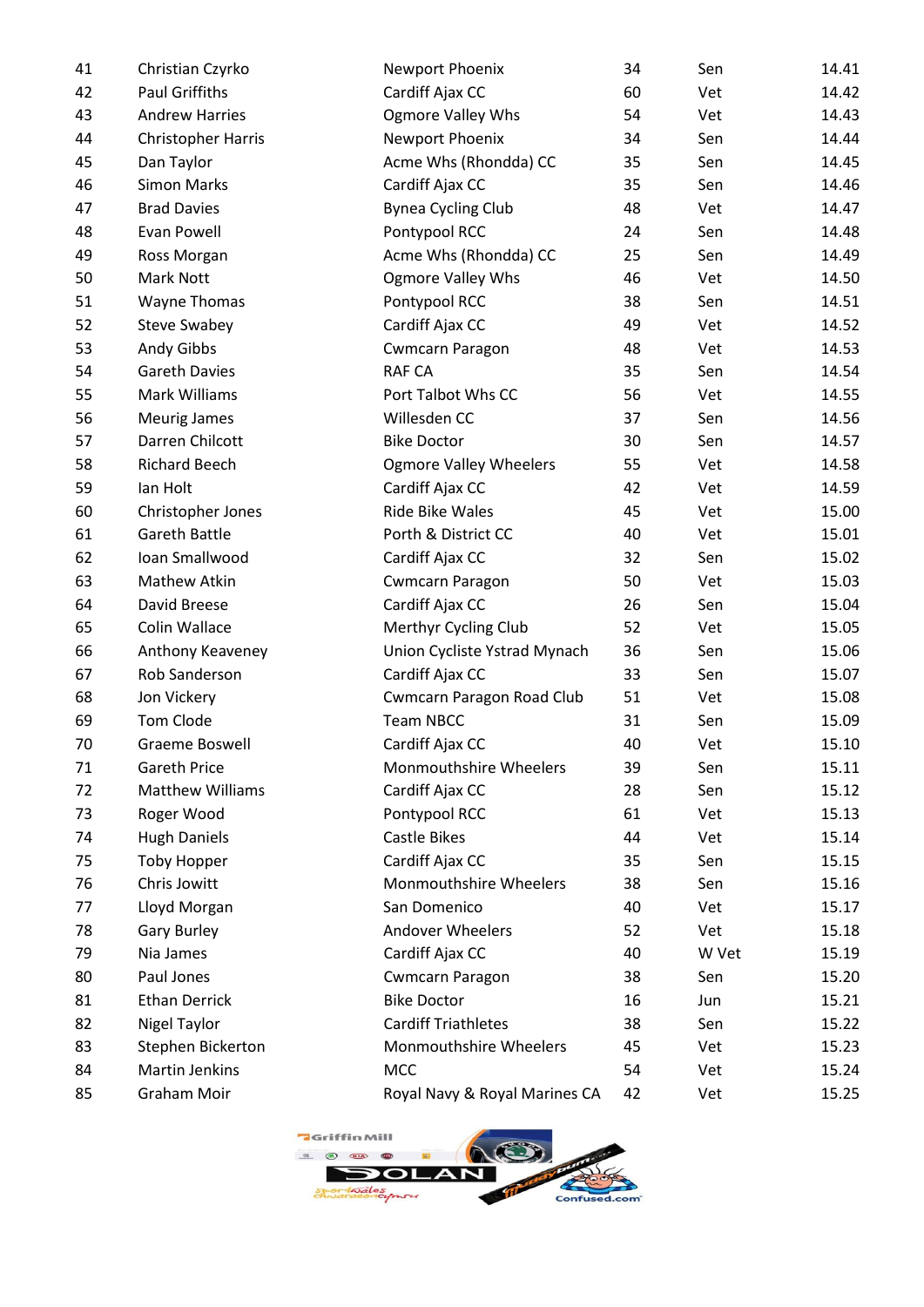| | | | | | |
|---|---|---|---|---|---|
| 41 | Christian Czyrko | Newport Phoenix | 34 | Sen | 14.41 |
| 42 | Paul Griffiths | Cardiff Ajax CC | 60 | Vet | 14.42 |
| 43 | Andrew Harries | Ogmore Valley Whs | 54 | Vet | 14.43 |
| 44 | Christopher Harris | Newport Phoenix | 34 | Sen | 14.44 |
| 45 | Dan Taylor | Acme Whs (Rhondda) CC | 35 | Sen | 14.45 |
| 46 | Simon Marks | Cardiff Ajax CC | 35 | Sen | 14.46 |
| 47 | Brad Davies | Bynea Cycling Club | 48 | Vet | 14.47 |
| 48 | Evan Powell | Pontypool RCC | 24 | Sen | 14.48 |
| 49 | Ross Morgan | Acme Whs (Rhondda) CC | 25 | Sen | 14.49 |
| 50 | Mark Nott | Ogmore Valley Whs | 46 | Vet | 14.50 |
| 51 | Wayne Thomas | Pontypool RCC | 38 | Sen | 14.51 |
| 52 | Steve Swabey | Cardiff Ajax CC | 49 | Vet | 14.52 |
| 53 | Andy Gibbs | Cwmcarn Paragon | 48 | Vet | 14.53 |
| 54 | Gareth Davies | RAF CA | 35 | Sen | 14.54 |
| 55 | Mark Williams | Port Talbot Whs CC | 56 | Vet | 14.55 |
| 56 | Meurig James | Willesden CC | 37 | Sen | 14.56 |
| 57 | Darren Chilcott | Bike Doctor | 30 | Sen | 14.57 |
| 58 | Richard Beech | Ogmore Valley Wheelers | 55 | Vet | 14.58 |
| 59 | Ian Holt | Cardiff Ajax CC | 42 | Vet | 14.59 |
| 60 | Christopher Jones | Ride Bike Wales | 45 | Vet | 15.00 |
| 61 | Gareth Battle | Porth & District CC | 40 | Vet | 15.01 |
| 62 | Ioan Smallwood | Cardiff Ajax CC | 32 | Sen | 15.02 |
| 63 | Mathew Atkin | Cwmcarn Paragon | 50 | Vet | 15.03 |
| 64 | David Breese | Cardiff Ajax CC | 26 | Sen | 15.04 |
| 65 | Colin Wallace | Merthyr Cycling Club | 52 | Vet | 15.05 |
| 66 | Anthony Keaveney | Union Cycliste Ystrad Mynach | 36 | Sen | 15.06 |
| 67 | Rob Sanderson | Cardiff Ajax CC | 33 | Sen | 15.07 |
| 68 | Jon Vickery | Cwmcarn Paragon Road Club | 51 | Vet | 15.08 |
| 69 | Tom Clode | Team NBCC | 31 | Sen | 15.09 |
| 70 | Graeme Boswell | Cardiff Ajax CC | 40 | Vet | 15.10 |
| 71 | Gareth Price | Monmouthshire Wheelers | 39 | Sen | 15.11 |
| 72 | Matthew Williams | Cardiff Ajax CC | 28 | Sen | 15.12 |
| 73 | Roger Wood | Pontypool RCC | 61 | Vet | 15.13 |
| 74 | Hugh Daniels | Castle Bikes | 44 | Vet | 15.14 |
| 75 | Toby Hopper | Cardiff Ajax CC | 35 | Sen | 15.15 |
| 76 | Chris Jowitt | Monmouthshire Wheelers | 38 | Sen | 15.16 |
| 77 | Lloyd Morgan | San Domenico | 40 | Vet | 15.17 |
| 78 | Gary Burley | Andover Wheelers | 52 | Vet | 15.18 |
| 79 | Nia James | Cardiff Ajax CC | 40 | W Vet | 15.19 |
| 80 | Paul Jones | Cwmcarn Paragon | 38 | Sen | 15.20 |
| 81 | Ethan Derrick | Bike Doctor | 16 | Jun | 15.21 |
| 82 | Nigel Taylor | Cardiff Triathletes | 38 | Sen | 15.22 |
| 83 | Stephen Bickerton | Monmouthshire Wheelers | 45 | Vet | 15.23 |
| 84 | Martin Jenkins | MCC | 54 | Vet | 15.24 |
| 85 | Graham Moir | Royal Navy & Royal Marines CA | 42 | Vet | 15.25 |